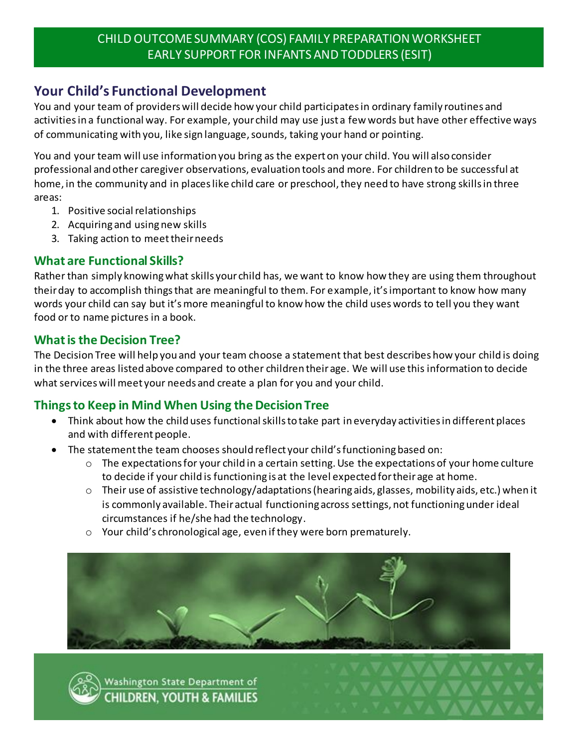# CHILD OUTCOME SUMMARY (COS) FAMILY PREPARATION WORKSHEET
# EARLY SUPPORT FOR INFANTS AND TODDLERS (ESIT)

## Your Child's Functional Development

You and your team of providers will decide how your child participates in ordinary family routines and activities in a functional way. For example, your child may use just a few words but have other effective ways of communicating with you, like sign language, sounds, taking your hand or pointing.

You and your team will use information you bring as the expert on your child. You will also consider professional and other caregiver observations, evaluation tools and more. For children to be successful at home, in the community and in places like child care or preschool, they need to have strong skills in three areas:

1. Positive social relationships
2. Acquiring and using new skills
3. Taking action to meet their needs

### What are Functional Skills?

Rather than simply knowing what skills your child has, we want to know how they are using them throughout their day to accomplish things that are meaningful to them. For example, it's important to know how many words your child can say but it's more meaningful to know how the child uses words to tell you they want food or to name pictures in a book.

### What is the Decision Tree?

The Decision Tree will help you and your team choose a statement that best describes how your child is doing in the three areas listed above compared to other children their age. We will use this information to decide what services will meet your needs and create a plan for you and your child.

### Things to Keep in Mind When Using the Decision Tree

- Think about how the child uses functional skills to take part in everyday activities in different places and with different people.
- The statement the team chooses should reflect your child's functioning based on:
  - The expectations for your child in a certain setting. Use the expectations of your home culture to decide if your child is functioning is at the level expected for their age at home.
  - Their use of assistive technology/adaptations (hearing aids, glasses, mobility aids, etc.) when it is commonly available. Their actual functioning across settings, not functioning under ideal circumstances if he/she had the technology.
  - Your child's chronological age, even if they were born prematurely.

Washington State Department of CHILDREN, YOUTH & FAMILIES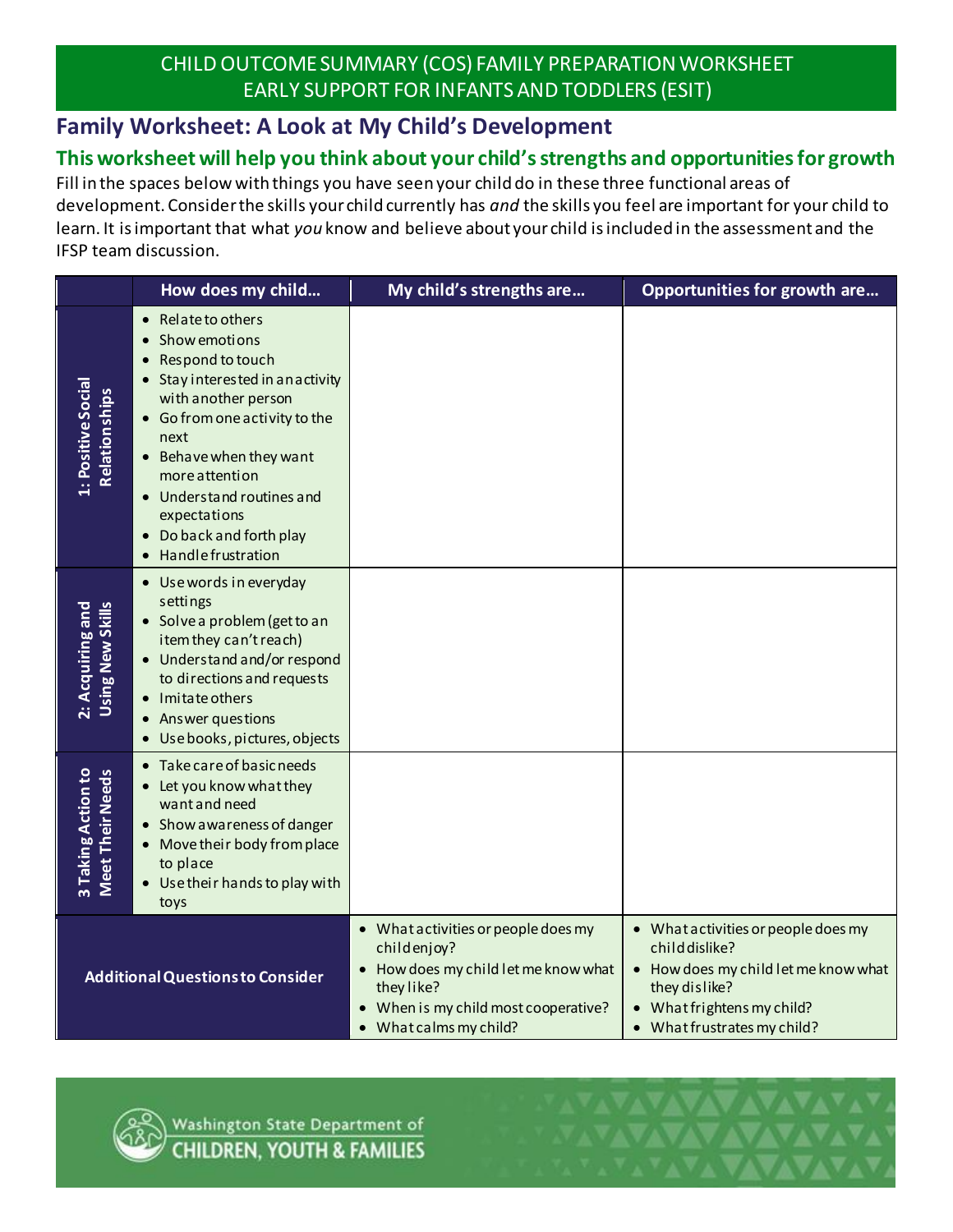CHILD OUTCOME SUMMARY (COS) FAMILY PREPARATION WORKSHEET
EARLY SUPPORT FOR INFANTS AND TODDLERS (ESIT)

## Family Worksheet: A Look at My Child's Development

### This worksheet will help you think about your child's strengths and opportunities for growth

Fill in the spaces below with things you have seen your child do in these three functional areas of development. Consider the skills your child currently has *and* the skills you feel are important for your child to learn. It is important that what *you* know and believe about your child is included in the assessment and the IFSP team discussion.

| | How does my child… | My child's strengths are… | Opportunities for growth are… |
|---|---|---|---|
| **1: Positive Social Relationships** | • Relate to others<br>• Show emotions<br>• Respond to touch<br>• Stay interested in an activity with another person<br>• Go from one activity to the next<br>• Behave when they want more attention<br>• Understand routines and expectations<br>• Do back and forth play<br>• Handle frustration | | |
| **2: Acquiring and Using New Skills** | • Use words in everyday settings<br>• Solve a problem (get to an item they can't reach)<br>• Understand and/or respond to directions and requests<br>• Imitate others<br>• Answer questions<br>• Use books, pictures, objects | | |
| **3 Taking Action to Meet Their Needs** | • Take care of basic needs<br>• Let you know what they want and need<br>• Show awareness of danger<br>• Move their body from place to place<br>• Use their hands to play with toys | | |
| **Additional Questions to Consider** | | • What activities or people does my child enjoy?<br>• How does my child let me know what they like?<br>• When is my child most cooperative?<br>• What calms my child? | • What activities or people does my child dislike?<br>• How does my child let me know what they dislike?<br>• What frightens my child?<br>• What frustrates my child? |

Washington State Department of CHILDREN, YOUTH & FAMILIES